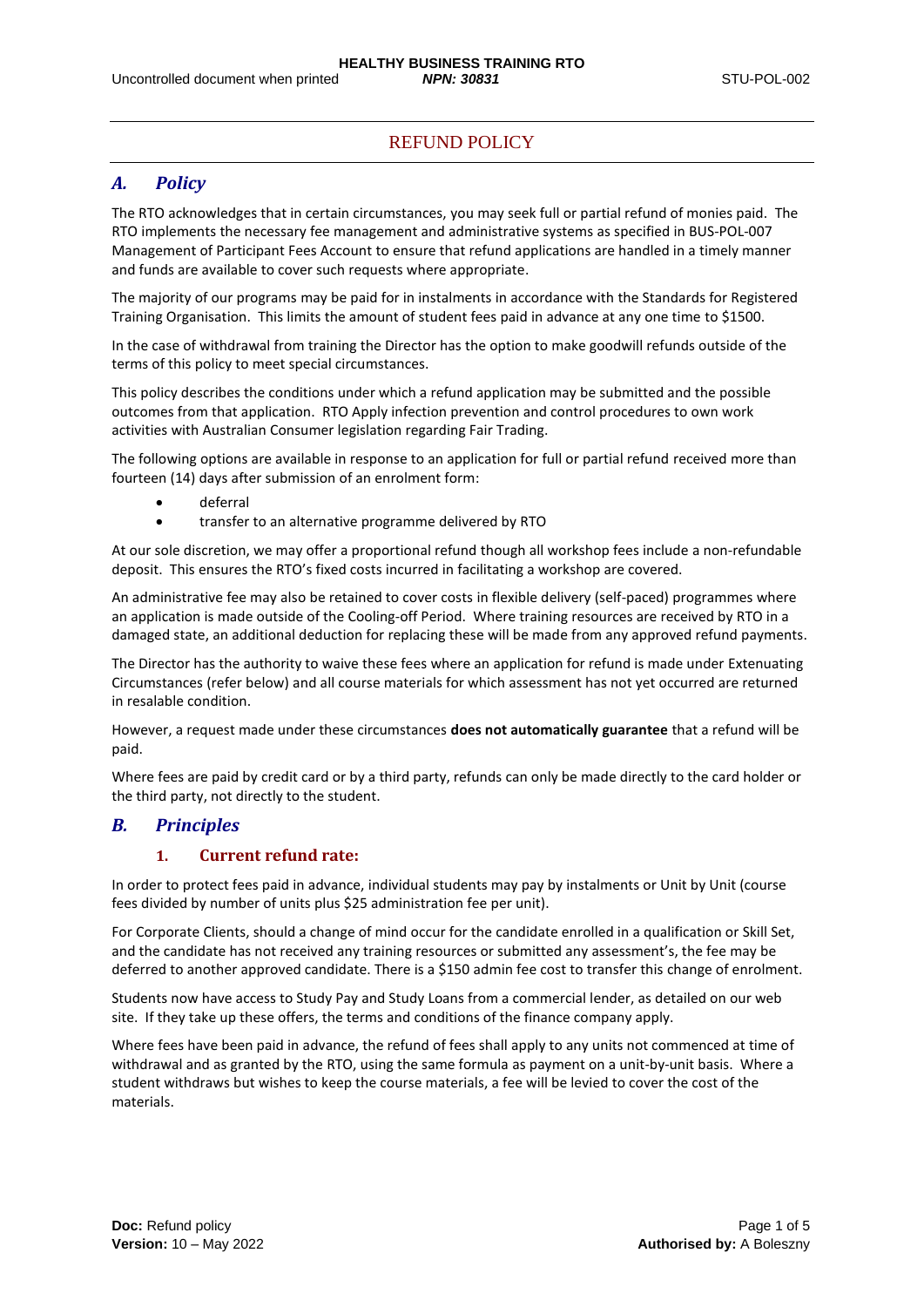# REFUND POLICY

## A. Policy

The RTO acknowledges that in certain circumstances, you may seek full or partial refund of monies paid. The RTO implements the necessary fee management and administrative systems as specified in BUS-POL-007 Management of Participant Fees Account to ensure that refund applications are handled in a timely manner and funds are available to cover such requests where appropriate.

The majority of our programs may be paid for in instalments in accordance with the Standards for Registered Training Organisation. This limits the amount of student fees paid in advance at any one time to $1500.

In the case of withdrawal from training the Director has the option to make goodwill refunds outside of the terms of this policy to meet special circumstances.

This policy describes the conditions under which a refund application may be submitted and the possible outcomes from that application. RTO Apply infection prevention and control procedures to own work activities with Australian Consumer legislation regarding Fair Trading.

The following options are available in response to an application for full or partial refund received more than fourteen (14) days after submission of an enrolment form:

- deferral
- transfer to an alternative programme delivered by RTO

At our sole discretion, we may offer a proportional refund though all workshop fees include a non-refundable deposit. This ensures the RTO's fixed costs incurred in facilitating a workshop are covered.

An administrative fee may also be retained to cover costs in flexible delivery (self-paced) programmes where an application is made outside of the Cooling-off Period. Where training resources are received by RTO in a damaged state, an additional deduction for replacing these will be made from any approved refund payments.

The Director has the authority to waive these fees where an application for refund is made under Extenuating Circumstances (refer below) and all course materials for which assessment has not yet occurred are returned in resalable condition.

However, a request made under these circumstances **does not automatically guarantee** that a refund will be paid.

Where fees are paid by credit card or by a third party, refunds can only be made directly to the card holder or the third party, not directly to the student.

## B. Principles

### 1. Current refund rate:

In order to protect fees paid in advance, individual students may pay by instalments or Unit by Unit (course fees divided by number of units plus $25 administration fee per unit).

For Corporate Clients, should a change of mind occur for the candidate enrolled in a qualification or Skill Set, and the candidate has not received any training resources or submitted any assessment's, the fee may be deferred to another approved candidate. There is a $150 admin fee cost to transfer this change of enrolment.

Students now have access to Study Pay and Study Loans from a commercial lender, as detailed on our web site. If they take up these offers, the terms and conditions of the finance company apply.

Where fees have been paid in advance, the refund of fees shall apply to any units not commenced at time of withdrawal and as granted by the RTO, using the same formula as payment on a unit-by-unit basis. Where a student withdraws but wishes to keep the course materials, a fee will be levied to cover the cost of the materials.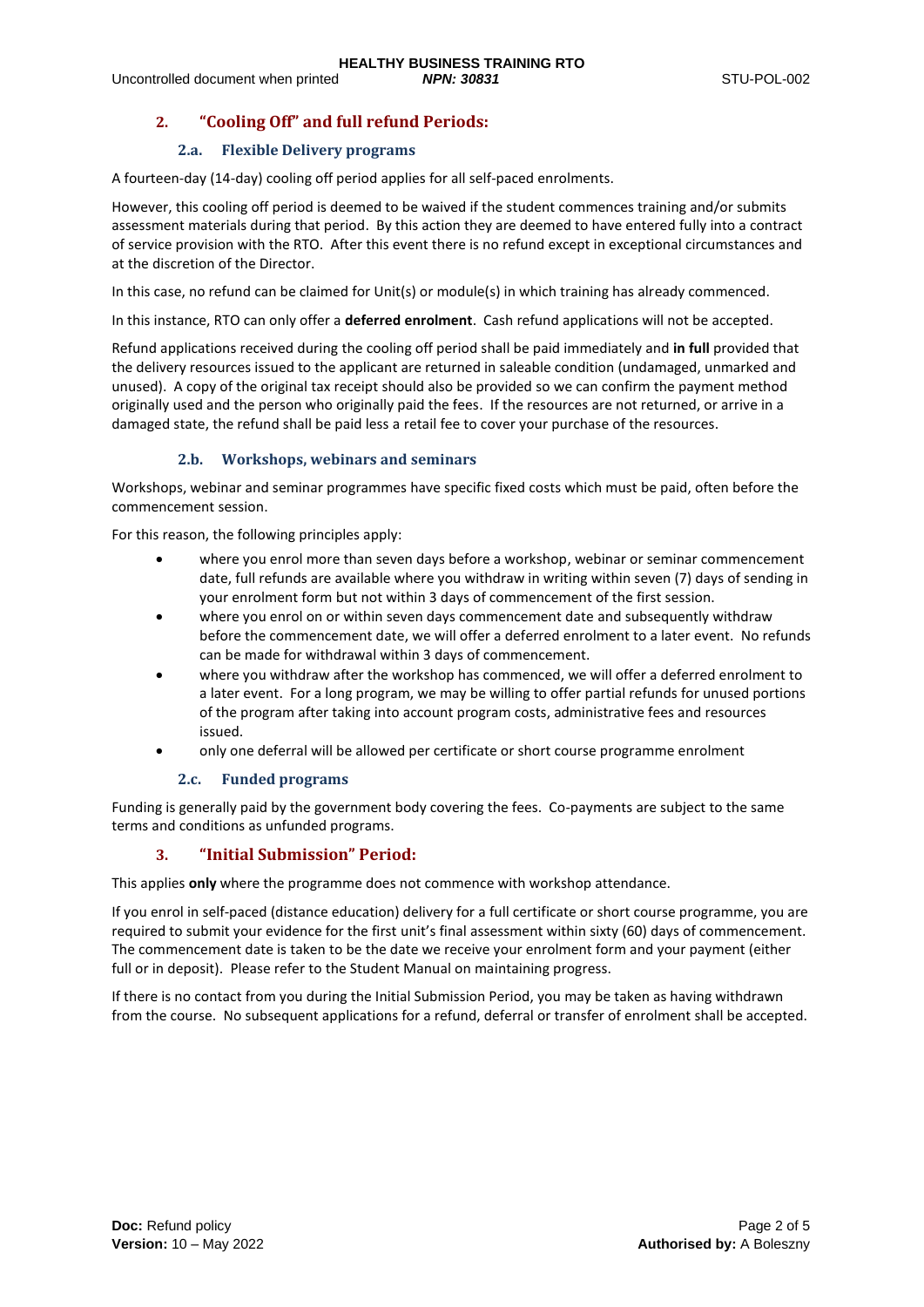## 2. “Cooling Off” and full refund Periods:

### 2.a. Flexible Delivery programs

A fourteen-day (14-day) cooling off period applies for all self-paced enrolments.

However, this cooling off period is deemed to be waived if the student commences training and/or submits assessment materials during that period. By this action they are deemed to have entered fully into a contract of service provision with the RTO. After this event there is no refund except in exceptional circumstances and at the discretion of the Director.

In this case, no refund can be claimed for Unit(s) or module(s) in which training has already commenced.

In this instance, RTO can only offer a **deferred enrolment**. Cash refund applications will not be accepted.

Refund applications received during the cooling off period shall be paid immediately and **in full** provided that the delivery resources issued to the applicant are returned in saleable condition (undamaged, unmarked and unused). A copy of the original tax receipt should also be provided so we can confirm the payment method originally used and the person who originally paid the fees. If the resources are not returned, or arrive in a damaged state, the refund shall be paid less a retail fee to cover your purchase of the resources.

### 2.b. Workshops, webinars and seminars

Workshops, webinar and seminar programmes have specific fixed costs which must be paid, often before the commencement session.

For this reason, the following principles apply:

- where you enrol more than seven days before a workshop, webinar or seminar commencement date, full refunds are available where you withdraw in writing within seven (7) days of sending in your enrolment form but not within 3 days of commencement of the first session.
- where you enrol on or within seven days commencement date and subsequently withdraw before the commencement date, we will offer a deferred enrolment to a later event. No refunds can be made for withdrawal within 3 days of commencement.
- where you withdraw after the workshop has commenced, we will offer a deferred enrolment to a later event. For a long program, we may be willing to offer partial refunds for unused portions of the program after taking into account program costs, administrative fees and resources issued.
- only one deferral will be allowed per certificate or short course programme enrolment

### 2.c. Funded programs

Funding is generally paid by the government body covering the fees. Co-payments are subject to the same terms and conditions as unfunded programs.

## 3. “Initial Submission” Period:

This applies **only** where the programme does not commence with workshop attendance.

If you enrol in self-paced (distance education) delivery for a full certificate or short course programme, you are required to submit your evidence for the first unit’s final assessment within sixty (60) days of commencement. The commencement date is taken to be the date we receive your enrolment form and your payment (either full or in deposit). Please refer to the Student Manual on maintaining progress.

If there is no contact from you during the Initial Submission Period, you may be taken as having withdrawn from the course. No subsequent applications for a refund, deferral or transfer of enrolment shall be accepted.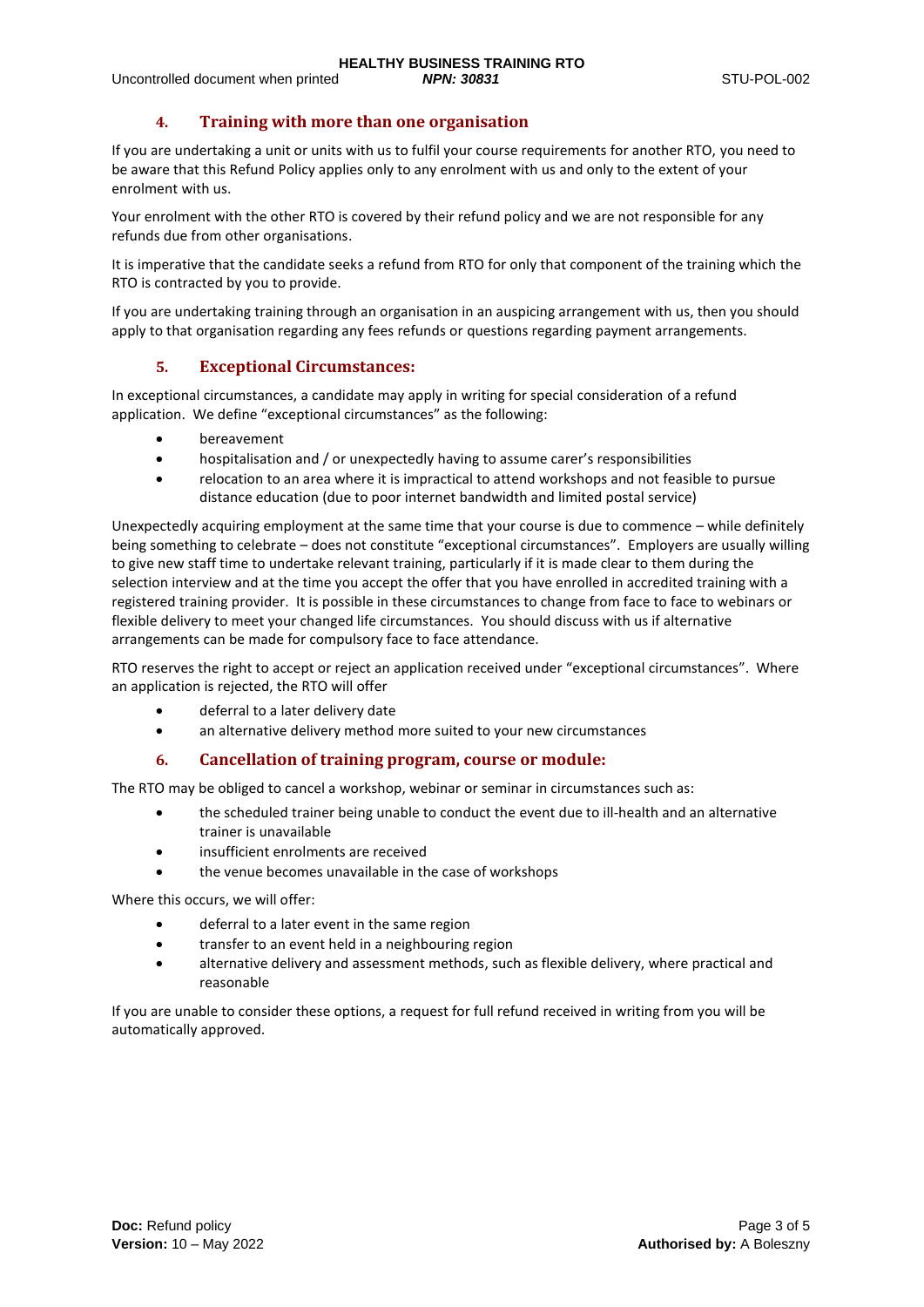## 4. Training with more than one organisation

If you are undertaking a unit or units with us to fulfil your course requirements for another RTO, you need to be aware that this Refund Policy applies only to any enrolment with us and only to the extent of your enrolment with us.

Your enrolment with the other RTO is covered by their refund policy and we are not responsible for any refunds due from other organisations.

It is imperative that the candidate seeks a refund from RTO for only that component of the training which the RTO is contracted by you to provide.

If you are undertaking training through an organisation in an auspicing arrangement with us, then you should apply to that organisation regarding any fees refunds or questions regarding payment arrangements.

## 5. Exceptional Circumstances:

In exceptional circumstances, a candidate may apply in writing for special consideration of a refund application. We define "exceptional circumstances" as the following:

- bereavement
- hospitalisation and / or unexpectedly having to assume carer's responsibilities
- relocation to an area where it is impractical to attend workshops and not feasible to pursue distance education (due to poor internet bandwidth and limited postal service)

Unexpectedly acquiring employment at the same time that your course is due to commence – while definitely being something to celebrate – does not constitute "exceptional circumstances". Employers are usually willing to give new staff time to undertake relevant training, particularly if it is made clear to them during the selection interview and at the time you accept the offer that you have enrolled in accredited training with a registered training provider. It is possible in these circumstances to change from face to face to webinars or flexible delivery to meet your changed life circumstances. You should discuss with us if alternative arrangements can be made for compulsory face to face attendance.

RTO reserves the right to accept or reject an application received under "exceptional circumstances". Where an application is rejected, the RTO will offer

- deferral to a later delivery date
- an alternative delivery method more suited to your new circumstances

## 6. Cancellation of training program, course or module:

The RTO may be obliged to cancel a workshop, webinar or seminar in circumstances such as:

- the scheduled trainer being unable to conduct the event due to ill-health and an alternative trainer is unavailable
- insufficient enrolments are received
- the venue becomes unavailable in the case of workshops

Where this occurs, we will offer:

- deferral to a later event in the same region
- transfer to an event held in a neighbouring region
- alternative delivery and assessment methods, such as flexible delivery, where practical and reasonable

If you are unable to consider these options, a request for full refund received in writing from you will be automatically approved.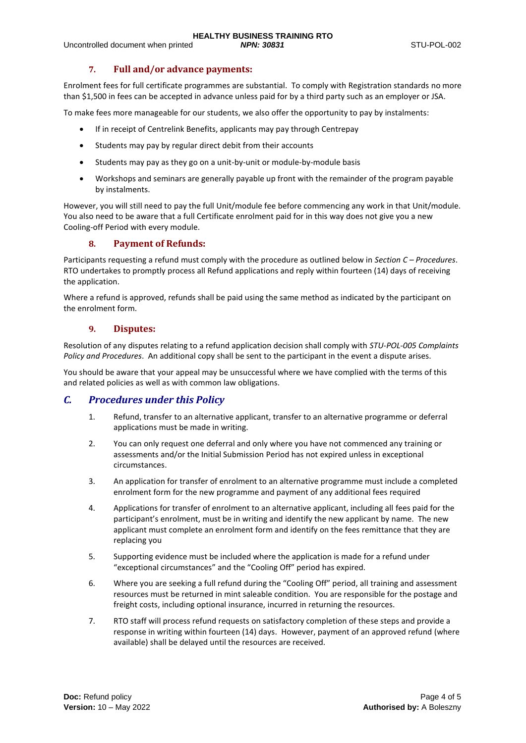### 7. Full and/or advance payments:

Enrolment fees for full certificate programmes are substantial. To comply with Registration standards no more than $1,500 in fees can be accepted in advance unless paid for by a third party such as an employer or JSA.

To make fees more manageable for our students, we also offer the opportunity to pay by instalments:

- If in receipt of Centrelink Benefits, applicants may pay through Centrepay
- Students may pay by regular direct debit from their accounts
- Students may pay as they go on a unit-by-unit or module-by-module basis
- Workshops and seminars are generally payable up front with the remainder of the program payable by instalments.

However, you will still need to pay the full Unit/module fee before commencing any work in that Unit/module. You also need to be aware that a full Certificate enrolment paid for in this way does not give you a new Cooling-off Period with every module.

### 8. Payment of Refunds:

Participants requesting a refund must comply with the procedure as outlined below in *Section C – Procedures*. RTO undertakes to promptly process all Refund applications and reply within fourteen (14) days of receiving the application.

Where a refund is approved, refunds shall be paid using the same method as indicated by the participant on the enrolment form.

### 9. Disputes:

Resolution of any disputes relating to a refund application decision shall comply with *STU-POL-005 Complaints Policy and Procedures*. An additional copy shall be sent to the participant in the event a dispute arises.

You should be aware that your appeal may be unsuccessful where we have complied with the terms of this and related policies as well as with common law obligations.

## *C. Procedures under this Policy*

1. Refund, transfer to an alternative applicant, transfer to an alternative programme or deferral applications must be made in writing.
2. You can only request one deferral and only where you have not commenced any training or assessments and/or the Initial Submission Period has not expired unless in exceptional circumstances.
3. An application for transfer of enrolment to an alternative programme must include a completed enrolment form for the new programme and payment of any additional fees required
4. Applications for transfer of enrolment to an alternative applicant, including all fees paid for the participant's enrolment, must be in writing and identify the new applicant by name. The new applicant must complete an enrolment form and identify on the fees remittance that they are replacing you
5. Supporting evidence must be included where the application is made for a refund under "exceptional circumstances" and the "Cooling Off" period has expired.
6. Where you are seeking a full refund during the "Cooling Off" period, all training and assessment resources must be returned in mint saleable condition. You are responsible for the postage and freight costs, including optional insurance, incurred in returning the resources.
7. RTO staff will process refund requests on satisfactory completion of these steps and provide a response in writing within fourteen (14) days. However, payment of an approved refund (where available) shall be delayed until the resources are received.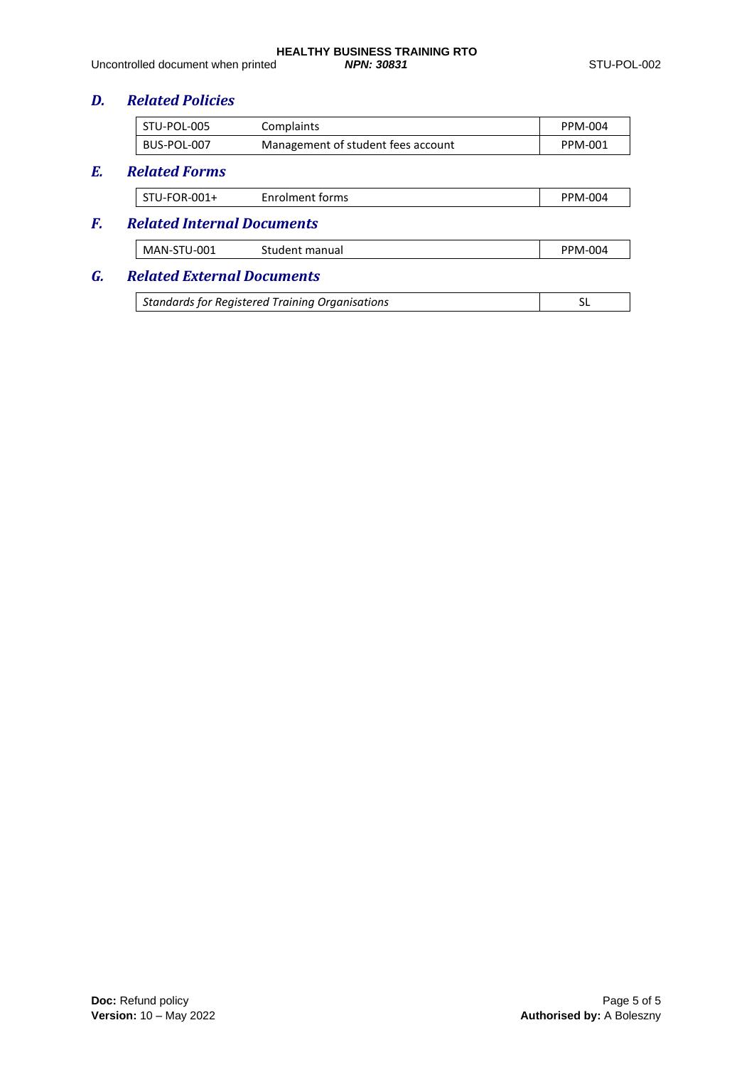## D. *Related Policies*

| | | |
|---|---|---|
| STU-POL-005 | Complaints | PPM-004 |
| BUS-POL-007 | Management of student fees account | PPM-001 |

## E. *Related Forms*

| | | |
|---|---|---|
| STU-FOR-001+ | Enrolment forms | PPM-004 |

## F. *Related Internal Documents*

| | | |
|---|---|---|
| MAN-STU-001 | Student manual | PPM-004 |

## G. *Related External Documents*

| | |
|---|---|
| *Standards for Registered Training Organisations* | SL |